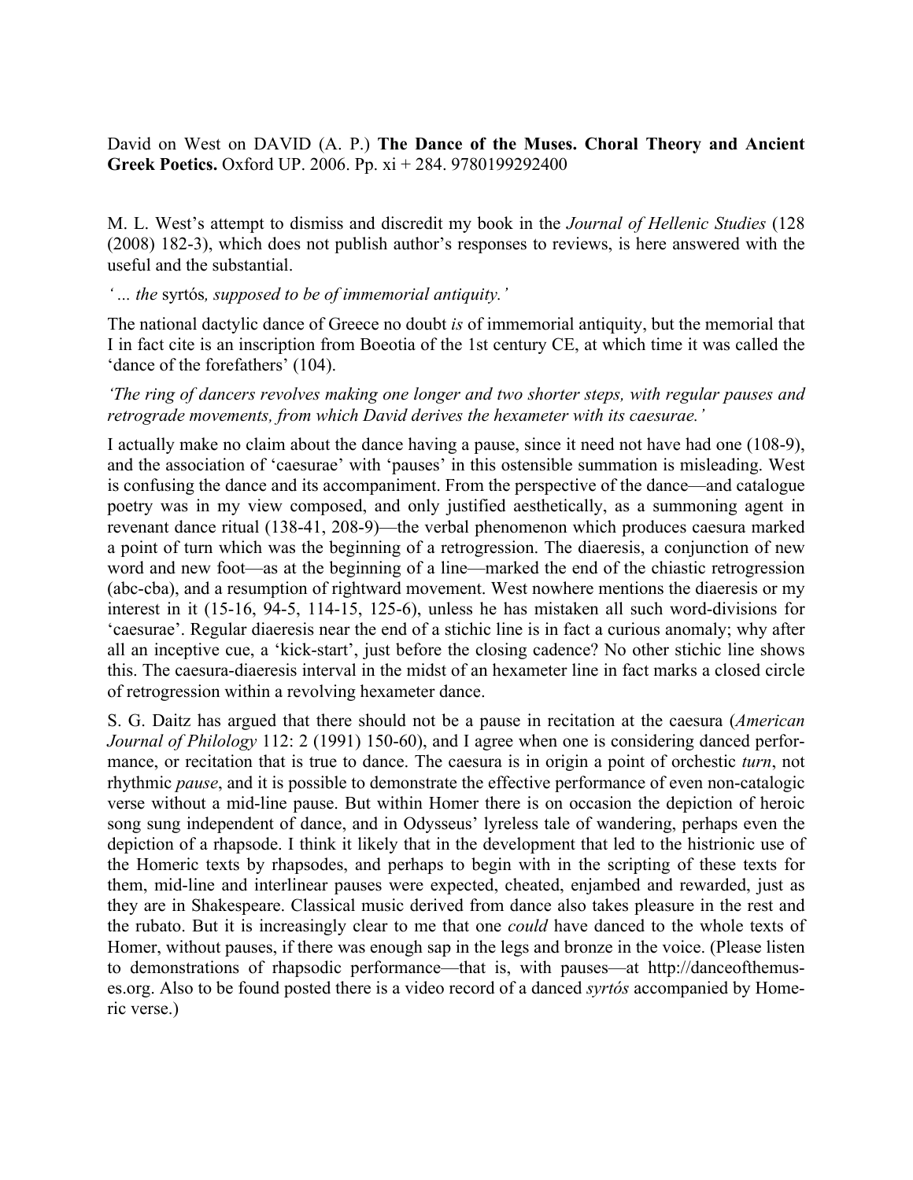David on West on DAVID (A. P.) **The Dance of the Muses. Choral Theory and Ancient Greek Poetics.** Oxford UP. 2006. Pp. xi + 284. 9780199292400

M. L. West's attempt to dismiss and discredit my book in the *Journal of Hellenic Studies* (128 (2008) 182-3), which does not publish author's responses to reviews, is here answered with the useful and the substantial.

*' ... the* syrtós*, supposed to be of immemorial antiquity.'*

The national dactylic dance of Greece no doubt *is* of immemorial antiquity, but the memorial that I in fact cite is an inscription from Boeotia of the 1st century CE, at which time it was called the 'dance of the forefathers' (104).

*'The ring of dancers revolves making one longer and two shorter steps, with regular pauses and retrograde movements, from which David derives the hexameter with its caesurae.'*

I actually make no claim about the dance having a pause, since it need not have had one (108-9), and the association of 'caesurae' with 'pauses' in this ostensible summation is misleading. West is confusing the dance and its accompaniment. From the perspective of the dance—and catalogue poetry was in my view composed, and only justified aesthetically, as a summoning agent in revenant dance ritual (138-41, 208-9)—the verbal phenomenon which produces caesura marked a point of turn which was the beginning of a retrogression. The diaeresis, a conjunction of new word and new foot—as at the beginning of a line—marked the end of the chiastic retrogression (abc-cba), and a resumption of rightward movement. West nowhere mentions the diaeresis or my interest in it (15-16, 94-5, 114-15, 125-6), unless he has mistaken all such word-divisions for 'caesurae'. Regular diaeresis near the end of a stichic line is in fact a curious anomaly; why after all an inceptive cue, a 'kick-start', just before the closing cadence? No other stichic line shows this. The caesura-diaeresis interval in the midst of an hexameter line in fact marks a closed circle of retrogression within a revolving hexameter dance.

S. G. Daitz has argued that there should not be a pause in recitation at the caesura (*American Journal of Philology* 112: 2 (1991) 150-60), and I agree when one is considering danced performance, or recitation that is true to dance. The caesura is in origin a point of orchestic *turn*, not rhythmic *pause*, and it is possible to demonstrate the effective performance of even non-catalogic verse without a mid-line pause. But within Homer there is on occasion the depiction of heroic song sung independent of dance, and in Odysseus' lyreless tale of wandering, perhaps even the depiction of a rhapsode. I think it likely that in the development that led to the histrionic use of the Homeric texts by rhapsodes, and perhaps to begin with in the scripting of these texts for them, mid-line and interlinear pauses were expected, cheated, enjambed and rewarded, just as they are in Shakespeare. Classical music derived from dance also takes pleasure in the rest and the rubato. But it is increasingly clear to me that one *could* have danced to the whole texts of Homer, without pauses, if there was enough sap in the legs and bronze in the voice. (Please listen to demonstrations of rhapsodic performance—that is, with pauses—at http://danceofthemuses.org. Also to be found posted there is a video record of a danced *syrtós* accompanied by Homeric verse.)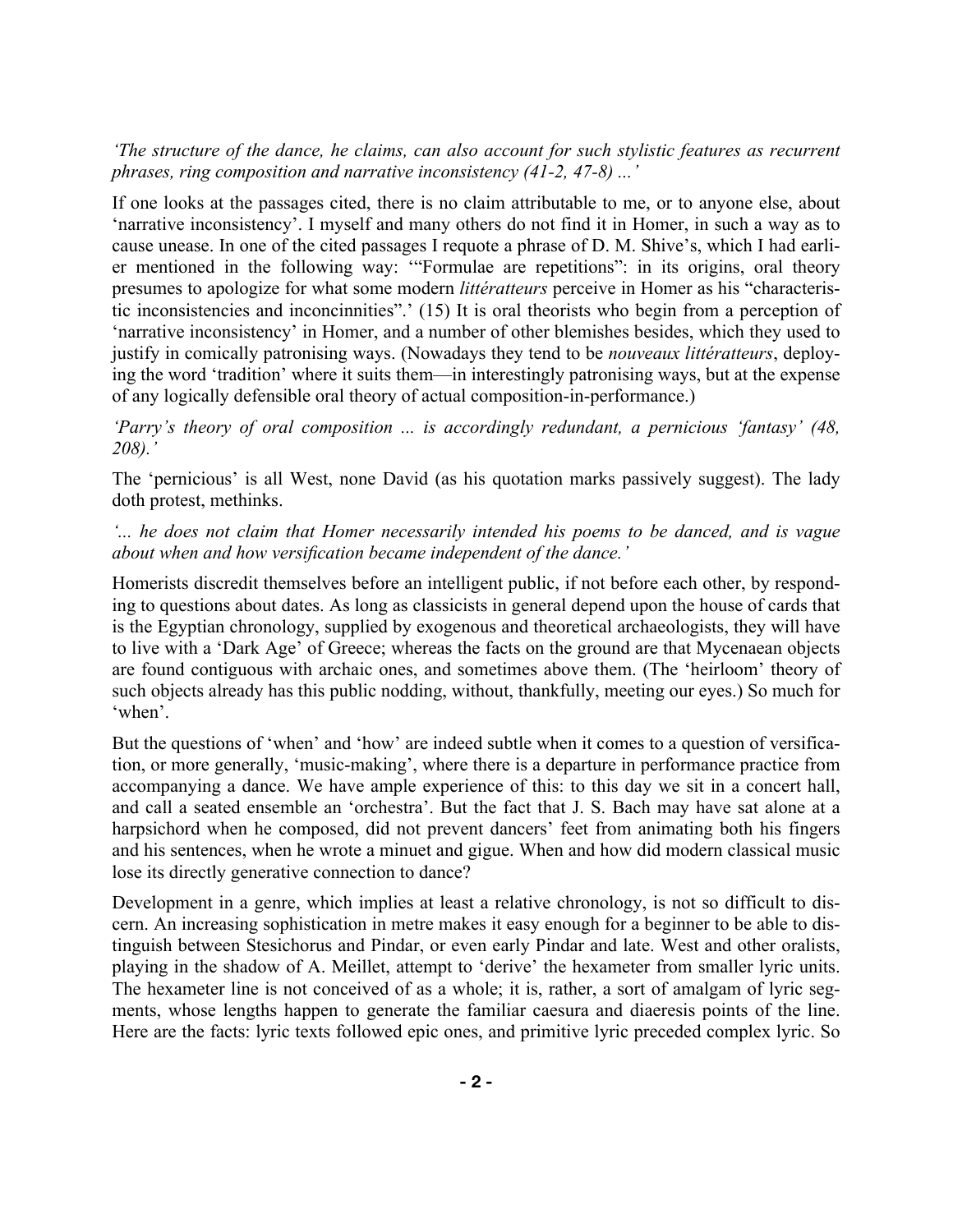*'The structure of the dance, he claims, can also account for such stylistic features as recurrent phrases, ring composition and narrative inconsistency (41-2, 47-8) ...'*

If one looks at the passages cited, there is no claim attributable to me, or to anyone else, about 'narrative inconsistency'. I myself and many others do not find it in Homer, in such a way as to cause unease. In one of the cited passages I requote a phrase of D. M. Shive's, which I had earlier mentioned in the following way: '"Formulae are repetitions": in its origins, oral theory presumes to apologize for what some modern *littératteurs* perceive in Homer as his "characteristic inconsistencies and inconcinnities".' (15) It is oral theorists who begin from a perception of 'narrative inconsistency' in Homer, and a number of other blemishes besides, which they used to justify in comically patronising ways. (Nowadays they tend to be *nouveaux littératteurs*, deploying the word 'tradition' where it suits them—in interestingly patronising ways, but at the expense of any logically defensible oral theory of actual composition-in-performance.)

*'Parry's theory of oral composition ... is accordingly redundant, a pernicious 'fantasy' (48, 208).'*

The 'pernicious' is all West, none David (as his quotation marks passively suggest). The lady doth protest, methinks.

*'... he does not claim that Homer necessarily intended his poems to be danced, and is vague about when and how versification became independent of the dance.'*

Homerists discredit themselves before an intelligent public, if not before each other, by responding to questions about dates. As long as classicists in general depend upon the house of cards that is the Egyptian chronology, supplied by exogenous and theoretical archaeologists, they will have to live with a 'Dark Age' of Greece; whereas the facts on the ground are that Mycenaean objects are found contiguous with archaic ones, and sometimes above them. (The 'heirloom' theory of such objects already has this public nodding, without, thankfully, meeting our eyes.) So much for 'when'.

But the questions of 'when' and 'how' are indeed subtle when it comes to a question of versification, or more generally, 'music-making', where there is a departure in performance practice from accompanying a dance. We have ample experience of this: to this day we sit in a concert hall, and call a seated ensemble an 'orchestra'. But the fact that J. S. Bach may have sat alone at a harpsichord when he composed, did not prevent dancers' feet from animating both his fingers and his sentences, when he wrote a minuet and gigue. When and how did modern classical music lose its directly generative connection to dance?

Development in a genre, which implies at least a relative chronology, is not so difficult to discern. An increasing sophistication in metre makes it easy enough for a beginner to be able to distinguish between Stesichorus and Pindar, or even early Pindar and late. West and other oralists, playing in the shadow of A. Meillet, attempt to 'derive' the hexameter from smaller lyric units. The hexameter line is not conceived of as a whole; it is, rather, a sort of amalgam of lyric segments, whose lengths happen to generate the familiar caesura and diaeresis points of the line. Here are the facts: lyric texts followed epic ones, and primitive lyric preceded complex lyric. So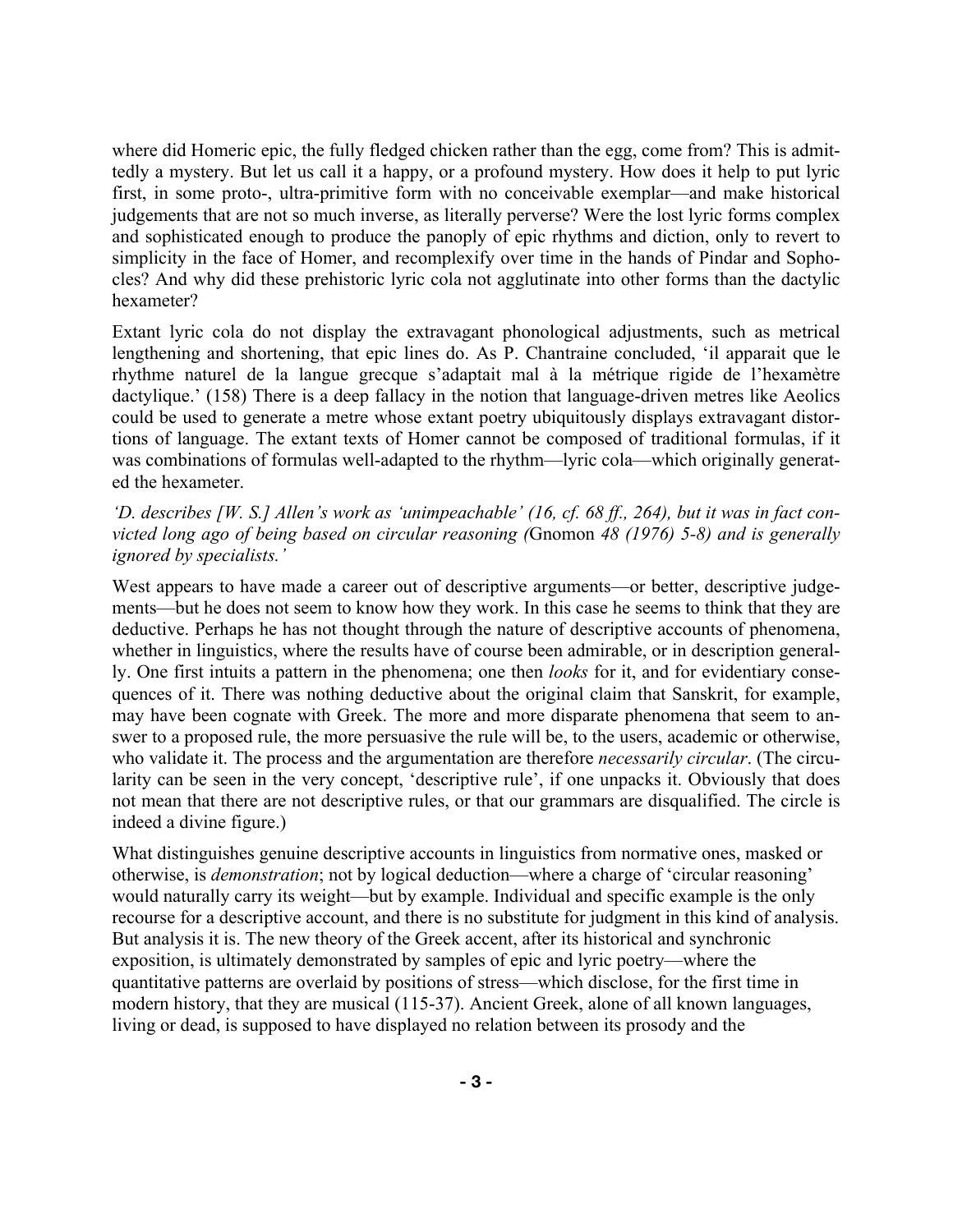where did Homeric epic, the fully fledged chicken rather than the egg, come from? This is admittedly a mystery. But let us call it a happy, or a profound mystery. How does it help to put lyric first, in some proto-, ultra-primitive form with no conceivable exemplar—and make historical judgements that are not so much inverse, as literally perverse? Were the lost lyric forms complex and sophisticated enough to produce the panoply of epic rhythms and diction, only to revert to simplicity in the face of Homer, and recomplexify over time in the hands of Pindar and Sophocles? And why did these prehistoric lyric cola not agglutinate into other forms than the dactylic hexameter?

Extant lyric cola do not display the extravagant phonological adjustments, such as metrical lengthening and shortening, that epic lines do. As P. Chantraine concluded, 'il apparait que le rhythme naturel de la langue grecque s'adaptait mal à la métrique rigide de l'hexamètre dactylique.' (158) There is a deep fallacy in the notion that language-driven metres like Aeolics could be used to generate a metre whose extant poetry ubiquitously displays extravagant distortions of language. The extant texts of Homer cannot be composed of traditional formulas, if it was combinations of formulas well-adapted to the rhythm—lyric cola—which originally generated the hexameter.

*'D. describes [W. S.] Allen's work as 'unimpeachable' (16, cf. 68 ff., 264), but it was in fact convicted long ago of being based on circular reasoning (*Gnomon *48 (1976) 5-8) and is generally ignored by specialists.'*

West appears to have made a career out of descriptive arguments—or better, descriptive judgements—but he does not seem to know how they work. In this case he seems to think that they are deductive. Perhaps he has not thought through the nature of descriptive accounts of phenomena, whether in linguistics, where the results have of course been admirable, or in description generally. One first intuits a pattern in the phenomena; one then *looks* for it, and for evidentiary consequences of it. There was nothing deductive about the original claim that Sanskrit, for example, may have been cognate with Greek. The more and more disparate phenomena that seem to answer to a proposed rule, the more persuasive the rule will be, to the users, academic or otherwise, who validate it. The process and the argumentation are therefore *necessarily circular*. (The circularity can be seen in the very concept, 'descriptive rule', if one unpacks it. Obviously that does not mean that there are not descriptive rules, or that our grammars are disqualified. The circle is indeed a divine figure.)

What distinguishes genuine descriptive accounts in linguistics from normative ones, masked or otherwise, is *demonstration*; not by logical deduction—where a charge of 'circular reasoning' would naturally carry its weight—but by example. Individual and specific example is the only recourse for a descriptive account, and there is no substitute for judgment in this kind of analysis. But analysis it is. The new theory of the Greek accent, after its historical and synchronic exposition, is ultimately demonstrated by samples of epic and lyric poetry—where the quantitative patterns are overlaid by positions of stress—which disclose, for the first time in modern history, that they are musical (115-37). Ancient Greek, alone of all known languages, living or dead, is supposed to have displayed no relation between its prosody and the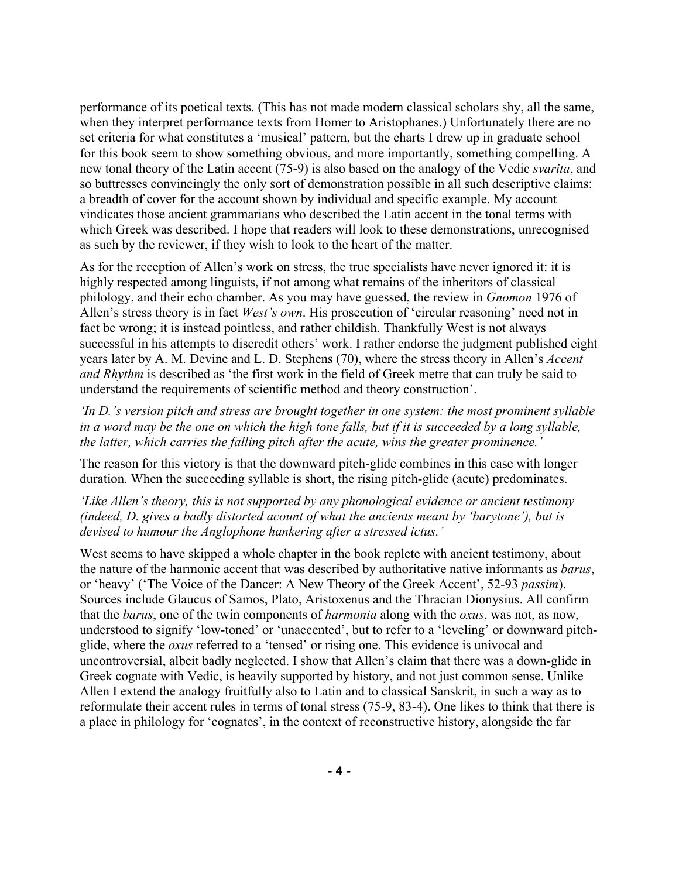performance of its poetical texts. (This has not made modern classical scholars shy, all the same, when they interpret performance texts from Homer to Aristophanes.) Unfortunately there are no set criteria for what constitutes a 'musical' pattern, but the charts I drew up in graduate school for this book seem to show something obvious, and more importantly, something compelling. A new tonal theory of the Latin accent (75-9) is also based on the analogy of the Vedic *svarita*, and so buttresses convincingly the only sort of demonstration possible in all such descriptive claims: a breadth of cover for the account shown by individual and specific example. My account vindicates those ancient grammarians who described the Latin accent in the tonal terms with which Greek was described. I hope that readers will look to these demonstrations, unrecognised as such by the reviewer, if they wish to look to the heart of the matter.

As for the reception of Allen's work on stress, the true specialists have never ignored it: it is highly respected among linguists, if not among what remains of the inheritors of classical philology, and their echo chamber. As you may have guessed, the review in *Gnomon* 1976 of Allen's stress theory is in fact *West's own*. His prosecution of 'circular reasoning' need not in fact be wrong; it is instead pointless, and rather childish. Thankfully West is not always successful in his attempts to discredit others' work. I rather endorse the judgment published eight years later by A. M. Devine and L. D. Stephens (70), where the stress theory in Allen's *Accent and Rhythm* is described as 'the first work in the field of Greek metre that can truly be said to understand the requirements of scientific method and theory construction'.

*'In D.'s version pitch and stress are brought together in one system: the most prominent syllable in a word may be the one on which the high tone falls, but if it is succeeded by a long syllable, the latter, which carries the falling pitch after the acute, wins the greater prominence.'*

The reason for this victory is that the downward pitch-glide combines in this case with longer duration. When the succeeding syllable is short, the rising pitch-glide (acute) predominates.

*'Like Allen's theory, this is not supported by any phonological evidence or ancient testimony (indeed, D. gives a badly distorted acount of what the ancients meant by 'barytone'), but is devised to humour the Anglophone hankering after a stressed ictus.'*

West seems to have skipped a whole chapter in the book replete with ancient testimony, about the nature of the harmonic accent that was described by authoritative native informants as *barus*, or 'heavy' ('The Voice of the Dancer: A New Theory of the Greek Accent', 52-93 *passim*). Sources include Glaucus of Samos, Plato, Aristoxenus and the Thracian Dionysius. All confirm that the *barus*, one of the twin components of *harmonia* along with the *oxus*, was not, as now, understood to signify 'low-toned' or 'unaccented', but to refer to a 'leveling' or downward pitch-glide, where the *oxus* referred to a 'tensed' or rising one. This evidence is univocal and uncontroversial, albeit badly neglected. I show that Allen's claim that there was a down-glide in Greek cognate with Vedic, is heavily supported by history, and not just common sense. Unlike Allen I extend the analogy fruitfully also to Latin and to classical Sanskrit, in such a way as to reformulate their accent rules in terms of tonal stress (75-9, 83-4). One likes to think that there is a place in philology for 'cognates', in the context of reconstructive history, alongside the far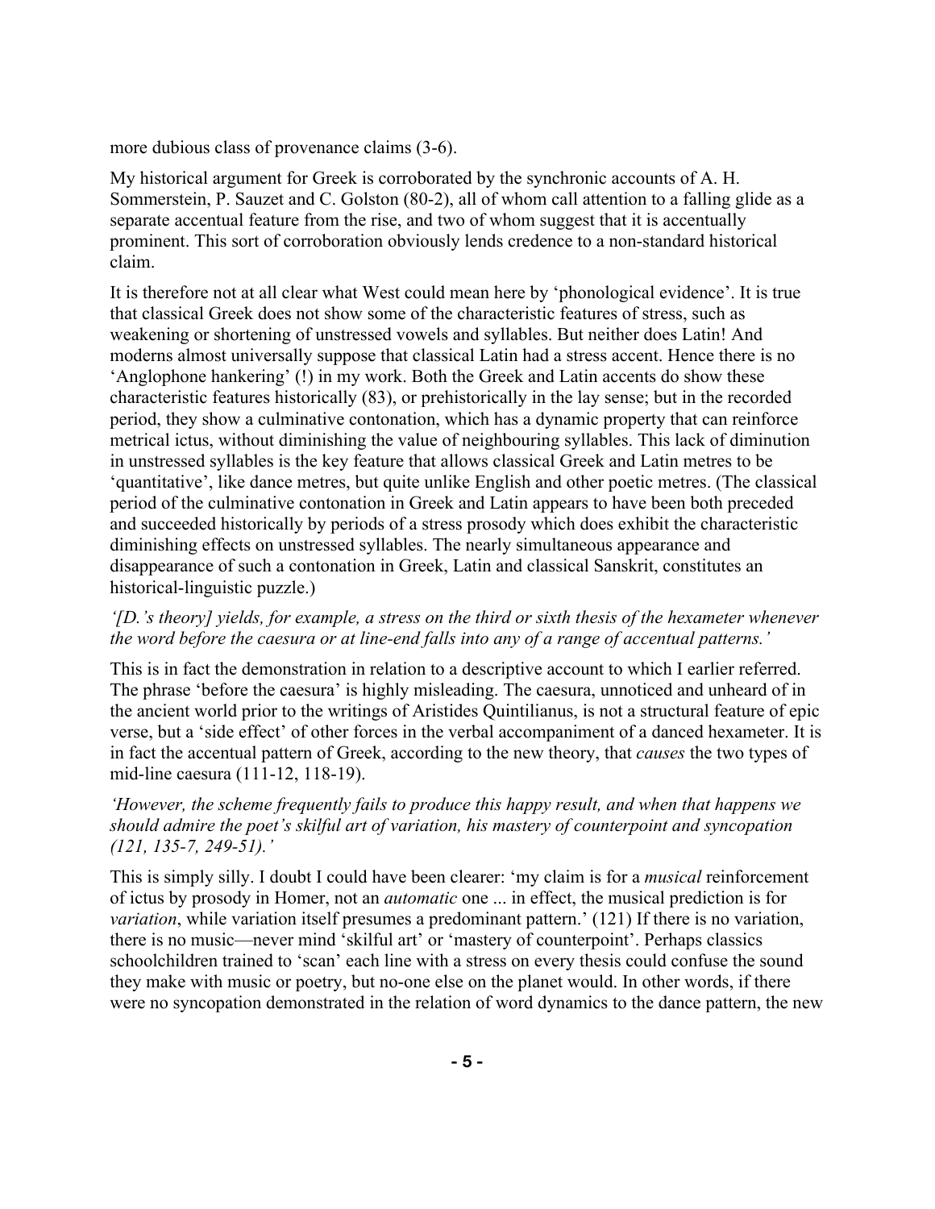more dubious class of provenance claims (3-6).

My historical argument for Greek is corroborated by the synchronic accounts of A. H. Sommerstein, P. Sauzet and C. Golston (80-2), all of whom call attention to a falling glide as a separate accentual feature from the rise, and two of whom suggest that it is accentually prominent. This sort of corroboration obviously lends credence to a non-standard historical claim.

It is therefore not at all clear what West could mean here by 'phonological evidence'. It is true that classical Greek does not show some of the characteristic features of stress, such as weakening or shortening of unstressed vowels and syllables. But neither does Latin! And moderns almost universally suppose that classical Latin had a stress accent. Hence there is no 'Anglophone hankering' (!) in my work. Both the Greek and Latin accents do show these characteristic features historically (83), or prehistorically in the lay sense; but in the recorded period, they show a culminative contonation, which has a dynamic property that can reinforce metrical ictus, without diminishing the value of neighbouring syllables. This lack of diminution in unstressed syllables is the key feature that allows classical Greek and Latin metres to be 'quantitative', like dance metres, but quite unlike English and other poetic metres. (The classical period of the culminative contonation in Greek and Latin appears to have been both preceded and succeeded historically by periods of a stress prosody which does exhibit the characteristic diminishing effects on unstressed syllables. The nearly simultaneous appearance and disappearance of such a contonation in Greek, Latin and classical Sanskrit, constitutes an historical-linguistic puzzle.)

*'[D.'s theory] yields, for example, a stress on the third or sixth thesis of the hexameter whenever the word before the caesura or at line-end falls into any of a range of accentual patterns.'*

This is in fact the demonstration in relation to a descriptive account to which I earlier referred. The phrase 'before the caesura' is highly misleading. The caesura, unnoticed and unheard of in the ancient world prior to the writings of Aristides Quintilianus, is not a structural feature of epic verse, but a 'side effect' of other forces in the verbal accompaniment of a danced hexameter. It is in fact the accentual pattern of Greek, according to the new theory, that *causes* the two types of mid-line caesura (111-12, 118-19).

*'However, the scheme frequently fails to produce this happy result, and when that happens we should admire the poet's skilful art of variation, his mastery of counterpoint and syncopation (121, 135-7, 249-51).'*

This is simply silly. I doubt I could have been clearer: 'my claim is for a *musical* reinforcement of ictus by prosody in Homer, not an *automatic* one ... in effect, the musical prediction is for *variation*, while variation itself presumes a predominant pattern.' (121) If there is no variation, there is no music—never mind 'skilful art' or 'mastery of counterpoint'. Perhaps classics schoolchildren trained to 'scan' each line with a stress on every thesis could confuse the sound they make with music or poetry, but no-one else on the planet would. In other words, if there were no syncopation demonstrated in the relation of word dynamics to the dance pattern, the new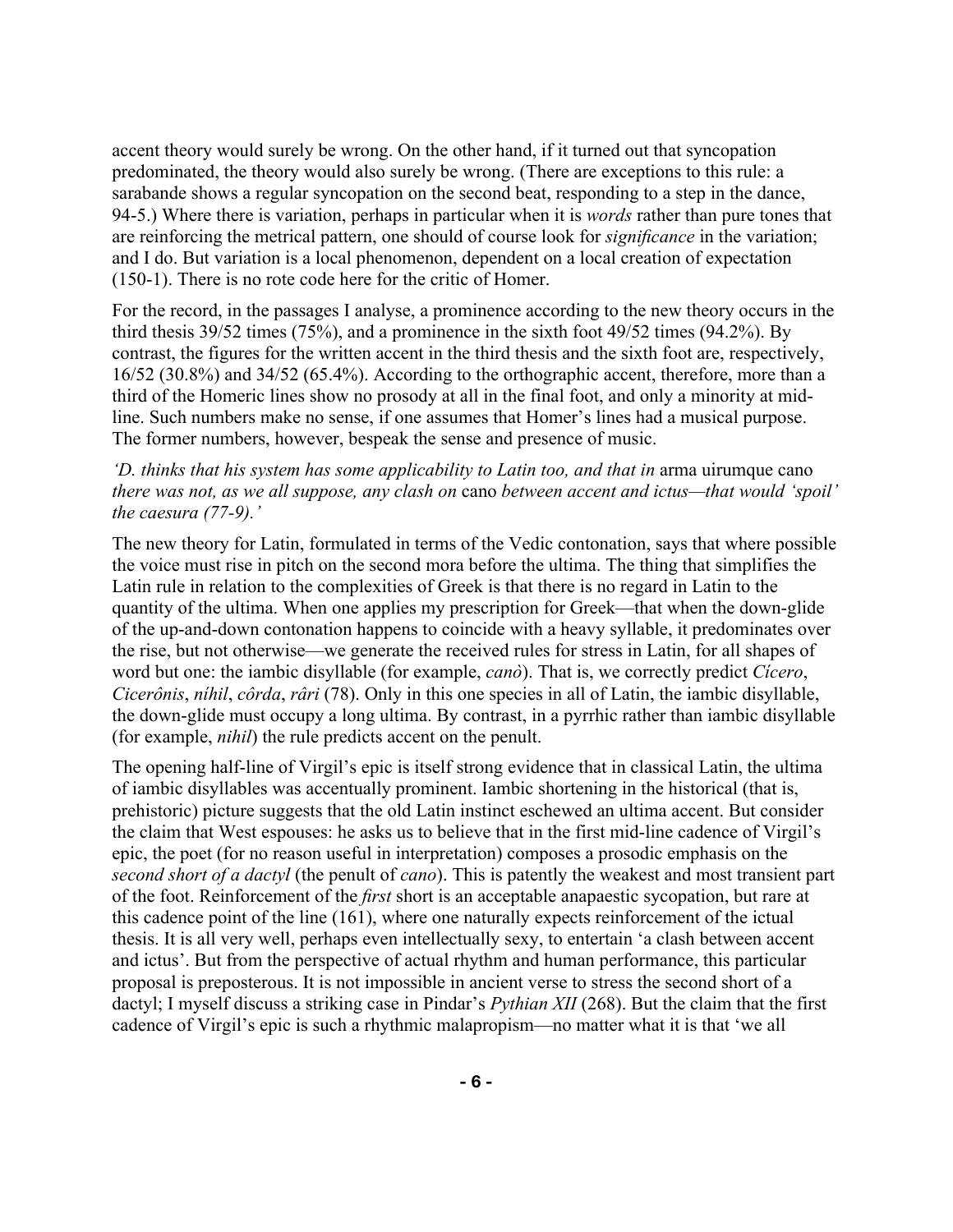accent theory would surely be wrong. On the other hand, if it turned out that syncopation predominated, the theory would also surely be wrong. (There are exceptions to this rule: a sarabande shows a regular syncopation on the second beat, responding to a step in the dance, 94-5.) Where there is variation, perhaps in particular when it is *words* rather than pure tones that are reinforcing the metrical pattern, one should of course look for *significance* in the variation; and I do. But variation is a local phenomenon, dependent on a local creation of expectation (150-1). There is no rote code here for the critic of Homer.

For the record, in the passages I analyse, a prominence according to the new theory occurs in the third thesis 39/52 times (75%), and a prominence in the sixth foot 49/52 times (94.2%). By contrast, the figures for the written accent in the third thesis and the sixth foot are, respectively, 16/52 (30.8%) and 34/52 (65.4%). According to the orthographic accent, therefore, more than a third of the Homeric lines show no prosody at all in the final foot, and only a minority at mid-line. Such numbers make no sense, if one assumes that Homer's lines had a musical purpose. The former numbers, however, bespeak the sense and presence of music.

*'D. thinks that his system has some applicability to Latin too, and that in* arma uirumque cano *there was not, as we all suppose, any clash on* cano *between accent and ictus—that would 'spoil' the caesura (77-9).'*

The new theory for Latin, formulated in terms of the Vedic contonation, says that where possible the voice must rise in pitch on the second mora before the ultima. The thing that simplifies the Latin rule in relation to the complexities of Greek is that there is no regard in Latin to the quantity of the ultima. When one applies my prescription for Greek—that when the down-glide of the up-and-down contonation happens to coincide with a heavy syllable, it predominates over the rise, but not otherwise—we generate the received rules for stress in Latin, for all shapes of word but one: the iambic disyllable (for example, *canò*). That is, we correctly predict *Cícero*, *Cicerônis*, *níhil*, *côrda*, *râri* (78). Only in this one species in all of Latin, the iambic disyllable, the down-glide must occupy a long ultima. By contrast, in a pyrrhic rather than iambic disyllable (for example, *nihil*) the rule predicts accent on the penult.

The opening half-line of Virgil's epic is itself strong evidence that in classical Latin, the ultima of iambic disyllables was accentually prominent. Iambic shortening in the historical (that is, prehistoric) picture suggests that the old Latin instinct eschewed an ultima accent. But consider the claim that West espouses: he asks us to believe that in the first mid-line cadence of Virgil's epic, the poet (for no reason useful in interpretation) composes a prosodic emphasis on the *second short of a dactyl* (the penult of *cano*). This is patently the weakest and most transient part of the foot. Reinforcement of the *first* short is an acceptable anapaestic sycopation, but rare at this cadence point of the line (161), where one naturally expects reinforcement of the ictual thesis. It is all very well, perhaps even intellectually sexy, to entertain 'a clash between accent and ictus'. But from the perspective of actual rhythm and human performance, this particular proposal is preposterous. It is not impossible in ancient verse to stress the second short of a dactyl; I myself discuss a striking case in Pindar's *Pythian XII* (268). But the claim that the first cadence of Virgil's epic is such a rhythmic malapropism—no matter what it is that 'we all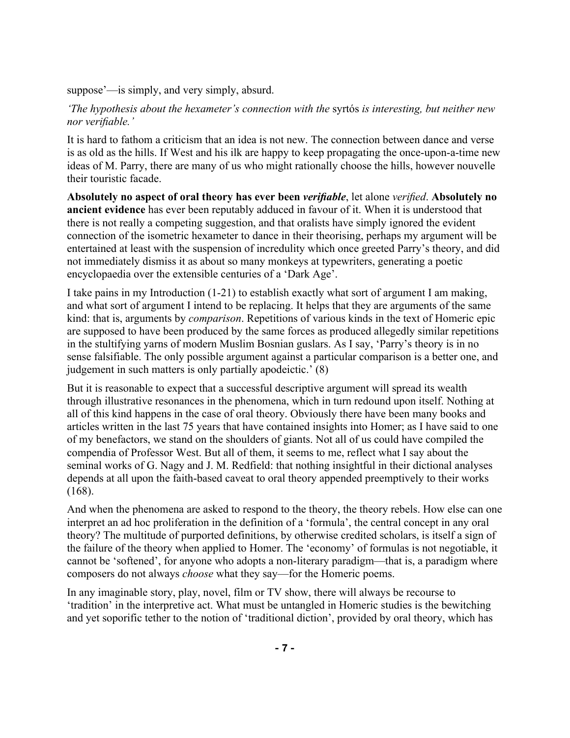suppose'—is simply, and very simply, absurd.

*'The hypothesis about the hexameter's connection with the* syrtós *is interesting, but neither new nor verifiable.'*

It is hard to fathom a criticism that an idea is not new. The connection between dance and verse is as old as the hills. If West and his ilk are happy to keep propagating the once-upon-a-time new ideas of M. Parry, there are many of us who might rationally choose the hills, however nouvelle their touristic facade.

**Absolutely no aspect of oral theory has ever been *verifiable***, let alone *verified*. **Absolutely no ancient evidence** has ever been reputably adduced in favour of it. When it is understood that there is not really a competing suggestion, and that oralists have simply ignored the evident connection of the isometric hexameter to dance in their theorising, perhaps my argument will be entertained at least with the suspension of incredulity which once greeted Parry's theory, and did not immediately dismiss it as about so many monkeys at typewriters, generating a poetic encyclopaedia over the extensible centuries of a 'Dark Age'.

I take pains in my Introduction (1-21) to establish exactly what sort of argument I am making, and what sort of argument I intend to be replacing. It helps that they are arguments of the same kind: that is, arguments by *comparison*. Repetitions of various kinds in the text of Homeric epic are supposed to have been produced by the same forces as produced allegedly similar repetitions in the stultifying yarns of modern Muslim Bosnian guslars. As I say, 'Parry's theory is in no sense falsifiable. The only possible argument against a particular comparison is a better one, and judgement in such matters is only partially apodeictic.' (8)

But it is reasonable to expect that a successful descriptive argument will spread its wealth through illustrative resonances in the phenomena, which in turn redound upon itself. Nothing at all of this kind happens in the case of oral theory. Obviously there have been many books and articles written in the last 75 years that have contained insights into Homer; as I have said to one of my benefactors, we stand on the shoulders of giants. Not all of us could have compiled the compendia of Professor West. But all of them, it seems to me, reflect what I say about the seminal works of G. Nagy and J. M. Redfield: that nothing insightful in their dictional analyses depends at all upon the faith-based caveat to oral theory appended preemptively to their works (168).

And when the phenomena are asked to respond to the theory, the theory rebels. How else can one interpret an ad hoc proliferation in the definition of a 'formula', the central concept in any oral theory? The multitude of purported definitions, by otherwise credited scholars, is itself a sign of the failure of the theory when applied to Homer. The 'economy' of formulas is not negotiable, it cannot be 'softened', for anyone who adopts a non-literary paradigm—that is, a paradigm where composers do not always *choose* what they say—for the Homeric poems.

In any imaginable story, play, novel, film or TV show, there will always be recourse to 'tradition' in the interpretive act. What must be untangled in Homeric studies is the bewitching and yet soporific tether to the notion of 'traditional diction', provided by oral theory, which has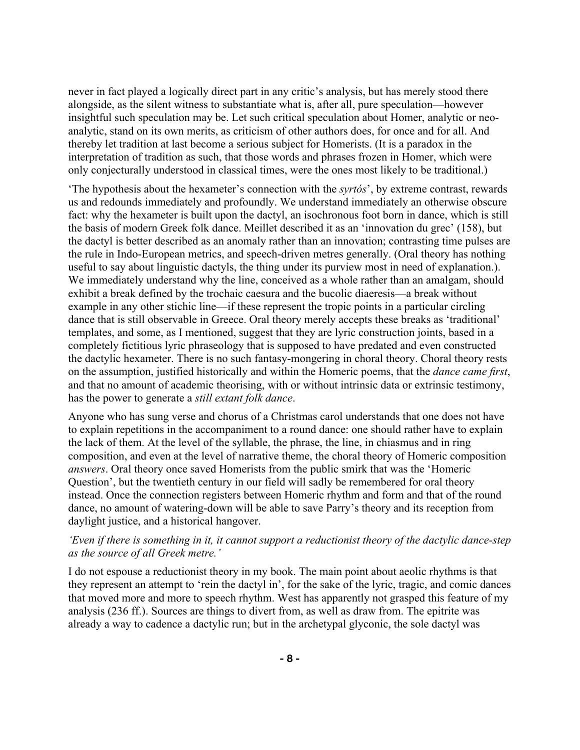never in fact played a logically direct part in any critic's analysis, but has merely stood there alongside, as the silent witness to substantiate what is, after all, pure speculation—however insightful such speculation may be. Let such critical speculation about Homer, analytic or neo-analytic, stand on its own merits, as criticism of other authors does, for once and for all. And thereby let tradition at last become a serious subject for Homerists. (It is a paradox in the interpretation of tradition as such, that those words and phrases frozen in Homer, which were only conjecturally understood in classical times, were the ones most likely to be traditional.)

'The hypothesis about the hexameter's connection with the *syrtós*', by extreme contrast, rewards us and redounds immediately and profoundly. We understand immediately an otherwise obscure fact: why the hexameter is built upon the dactyl, an isochronous foot born in dance, which is still the basis of modern Greek folk dance. Meillet described it as an 'innovation du grec' (158), but the dactyl is better described as an anomaly rather than an innovation; contrasting time pulses are the rule in Indo-European metrics, and speech-driven metres generally. (Oral theory has nothing useful to say about linguistic dactyls, the thing under its purview most in need of explanation.). We immediately understand why the line, conceived as a whole rather than an amalgam, should exhibit a break defined by the trochaic caesura and the bucolic diaeresis—a break without example in any other stichic line—if these represent the tropic points in a particular circling dance that is still observable in Greece. Oral theory merely accepts these breaks as 'traditional' templates, and some, as I mentioned, suggest that they are lyric construction joints, based in a completely fictitious lyric phraseology that is supposed to have predated and even constructed the dactylic hexameter. There is no such fantasy-mongering in choral theory. Choral theory rests on the assumption, justified historically and within the Homeric poems, that the *dance came first*, and that no amount of academic theorising, with or without intrinsic data or extrinsic testimony, has the power to generate a *still extant folk dance*.

Anyone who has sung verse and chorus of a Christmas carol understands that one does not have to explain repetitions in the accompaniment to a round dance: one should rather have to explain the lack of them. At the level of the syllable, the phrase, the line, in chiasmus and in ring composition, and even at the level of narrative theme, the choral theory of Homeric composition *answers*. Oral theory once saved Homerists from the public smirk that was the 'Homeric Question', but the twentieth century in our field will sadly be remembered for oral theory instead. Once the connection registers between Homeric rhythm and form and that of the round dance, no amount of watering-down will be able to save Parry's theory and its reception from daylight justice, and a historical hangover.

*'Even if there is something in it, it cannot support a reductionist theory of the dactylic dance-step as the source of all Greek metre.'*

I do not espouse a reductionist theory in my book. The main point about aeolic rhythms is that they represent an attempt to 'rein the dactyl in', for the sake of the lyric, tragic, and comic dances that moved more and more to speech rhythm. West has apparently not grasped this feature of my analysis (236 ff.). Sources are things to divert from, as well as draw from. The epitrite was already a way to cadence a dactylic run; but in the archetypal glyconic, the sole dactyl was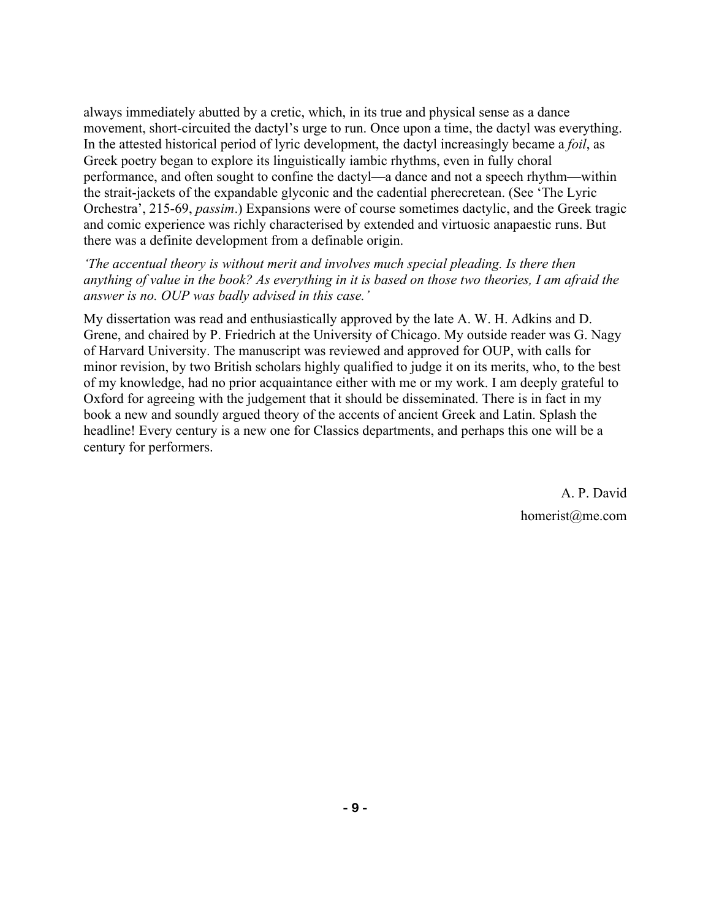always immediately abutted by a cretic, which, in its true and physical sense as a dance movement, short-circuited the dactyl's urge to run. Once upon a time, the dactyl was everything. In the attested historical period of lyric development, the dactyl increasingly became a *foil*, as Greek poetry began to explore its linguistically iambic rhythms, even in fully choral performance, and often sought to confine the dactyl—a dance and not a speech rhythm—within the strait-jackets of the expandable glyconic and the cadential pherecretean. (See 'The Lyric Orchestra', 215-69, *passim*.) Expansions were of course sometimes dactylic, and the Greek tragic and comic experience was richly characterised by extended and virtuosic anapaestic runs. But there was a definite development from a definable origin.

*'The accentual theory is without merit and involves much special pleading. Is there then anything of value in the book? As everything in it is based on those two theories, I am afraid the answer is no. OUP was badly advised in this case.'*

My dissertation was read and enthusiastically approved by the late A. W. H. Adkins and D. Grene, and chaired by P. Friedrich at the University of Chicago. My outside reader was G. Nagy of Harvard University. The manuscript was reviewed and approved for OUP, with calls for minor revision, by two British scholars highly qualified to judge it on its merits, who, to the best of my knowledge, had no prior acquaintance either with me or my work. I am deeply grateful to Oxford for agreeing with the judgement that it should be disseminated. There is in fact in my book a new and soundly argued theory of the accents of ancient Greek and Latin. Splash the headline! Every century is a new one for Classics departments, and perhaps this one will be a century for performers.

A. P. David

homerist@me.com